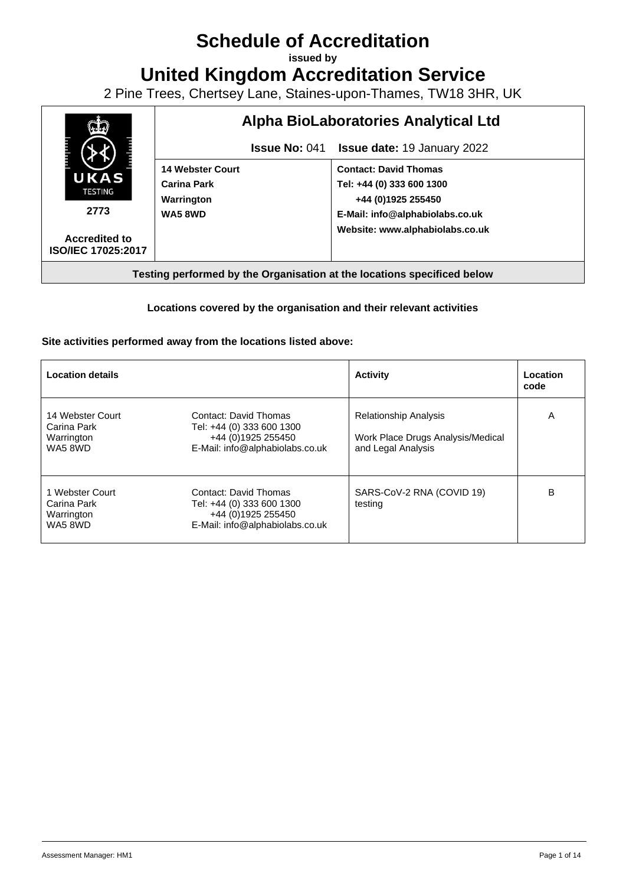# Schedule of Accreditation

**issued by**

# United Kingdom Accreditation Service

2 Pine Trees, Chertsey Lane, Staines-upon-Thames, TW18 3HR, UK

| UKAS TESTING 2773 | **Alpha BioLaboratories Analytical Ltd** | |
|---|---|---|
| | **Issue No:** 041 | **Issue date:** 19 January 2022 |
| | **14 Webster Court**<br>**Carina Park**<br>**Warrington**<br>**WA5 8WD** | **Contact: David Thomas**<br>**Tel: +44 (0) 333 600 1300**<br>**+44 (0)1925 255450**<br>**E-Mail: info@alphabiolabs.co.uk**<br>**Website: www.alphabiolabs.co.uk** |
| **Accredited to ISO/IEC 17025:2017** | | |

**Testing performed by the Organisation at the locations specificed below**

**Locations covered by the organisation and their relevant activities**

**Site activities performed away from the locations listed above:**

| **Location details** | | **Activity** | **Location code** |
|---|---|---|---|
| 14 Webster Court<br>Carina Park<br>Warrington<br>WA5 8WD | Contact: David Thomas<br>Tel: +44 (0) 333 600 1300<br>+44 (0)1925 255450<br>E-Mail: info@alphabiolabs.co.uk | Relationship Analysis<br><br>Work Place Drugs Analysis/Medical and Legal Analysis | A |
| 1 Webster Court<br>Carina Park<br>Warrington<br>WA5 8WD | Contact: David Thomas<br>Tel: +44 (0) 333 600 1300<br>+44 (0)1925 255450<br>E-Mail: info@alphabiolabs.co.uk | SARS-CoV-2 RNA (COVID 19) testing | B |

Assessment Manager: HM1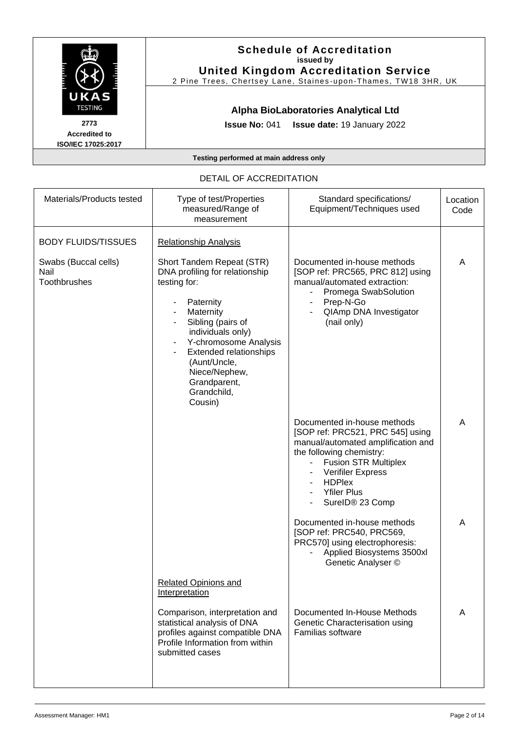**Schedule of Accreditation**
**issued by**
**United Kingdom Accreditation Service**
2 Pine Trees, Chertsey Lane, Staines-upon-Thames, TW18 3HR, UK

UKAS TESTING
**2773**
**Accredited to**
**ISO/IEC 17025:2017**

**Alpha BioLaboratories Analytical Ltd**

**Issue No:** 041 **Issue date:** 19 January 2022

**Testing performed at main address only**

## DETAIL OF ACCREDITATION

| Materials/Products tested | Type of test/Properties measured/Range of measurement | Standard specifications/ Equipment/Techniques used | Location Code |
|---|---|---|---|
| BODY FLUIDS/TISSUES | <u>Relationship Analysis</u> | | |
| Swabs (Buccal cells)<br>Nail<br>Toothbrushes | Short Tandem Repeat (STR) DNA profiling for relationship testing for:<br>- Paternity<br>- Maternity<br>- Sibling (pairs of individuals only)<br>- Y-chromosome Analysis<br>- Extended relationships (Aunt/Uncle, Niece/Nephew, Grandparent, Grandchild, Cousin) | Documented in-house methods [SOP ref: PRC565, PRC 812] using manual/automated extraction:<br>- Promega SwabSolution<br>- Prep-N-Go<br>- QIAmp DNA Investigator (nail only) | A |
| | | Documented in-house methods [SOP ref: PRC521, PRC 545] using manual/automated amplification and the following chemistry:<br>- Fusion STR Multiplex<br>- Verifiler Express<br>- HDPlex<br>- Yfiler Plus<br>- SureID® 23 Comp | A |
| | | Documented in-house methods [SOP ref: PRC540, PRC569, PRC570] using electrophoresis:<br>- Applied Biosystems 3500xl Genetic Analyser © | A |
| | <u>Related Opinions and Interpretation</u> | | |
| | Comparison, interpretation and statistical analysis of DNA profiles against compatible DNA Profile Information from within submitted cases | Documented In-House Methods Genetic Characterisation using Familias software | A |

Assessment Manager: HM1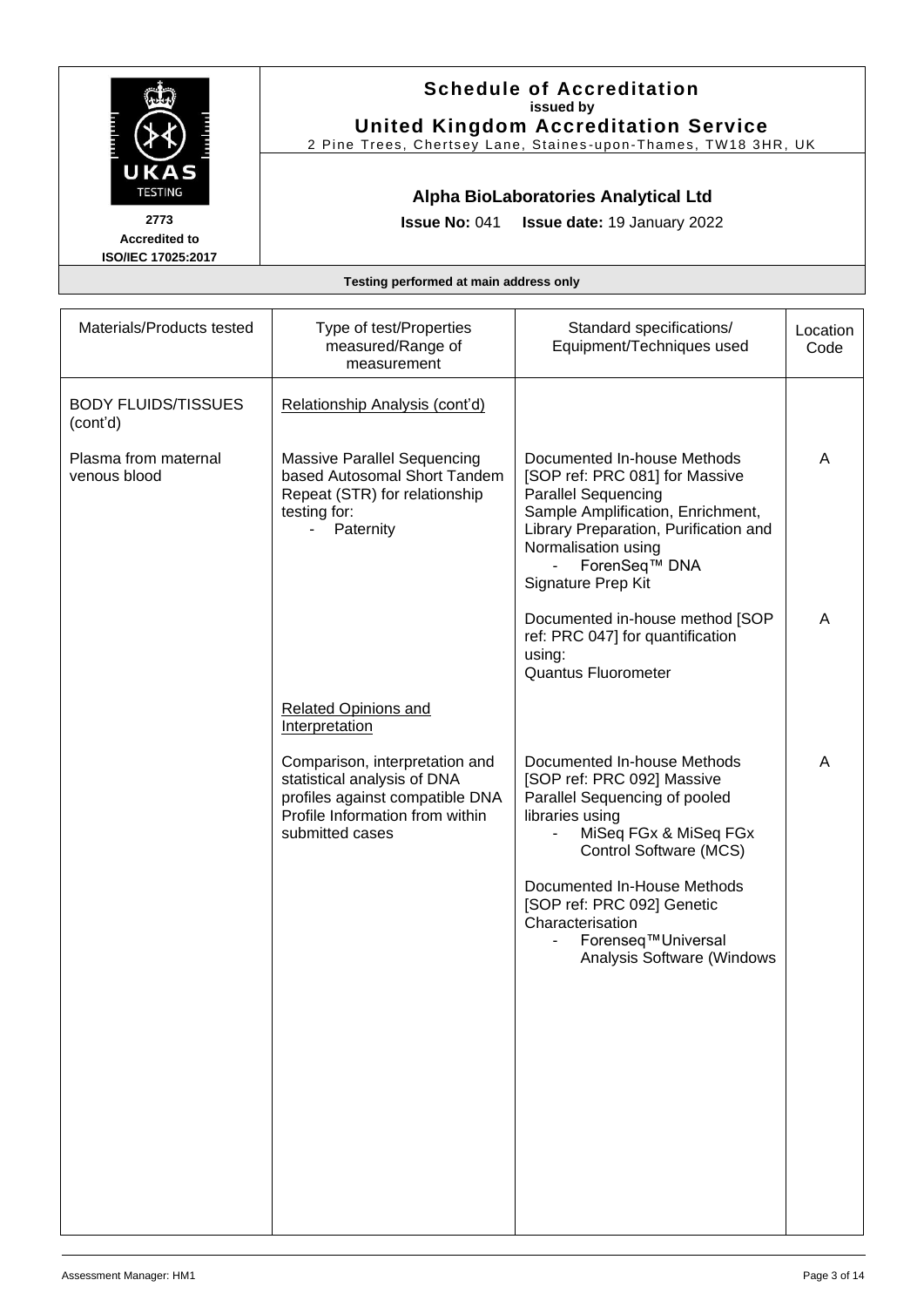# Schedule of Accreditation

**issued by**

**United Kingdom Accreditation Service**

2 Pine Trees, Chertsey Lane, Staines-upon-Thames, TW18 3HR, UK

UKAS TESTING

**2773**

**Accredited to ISO/IEC 17025:2017**

## Alpha BioLaboratories Analytical Ltd

**Issue No:** 041 **Issue date:** 19 January 2022

**Testing performed at main address only**

| Materials/Products tested | Type of test/Properties measured/Range of measurement | Standard specifications/ Equipment/Techniques used | Location Code |
|---|---|---|---|
| BODY FLUIDS/TISSUES (cont'd) | Relationship Analysis (cont'd) | | |
| Plasma from maternal venous blood | Massive Parallel Sequencing based Autosomal Short Tandem Repeat (STR) for relationship testing for:<br>- Paternity | Documented In-house Methods [SOP ref: PRC 081] for Massive Parallel Sequencing Sample Amplification, Enrichment, Library Preparation, Purification and Normalisation using<br>- ForenSeq™ DNA Signature Prep Kit | A |
| | | Documented in-house method [SOP ref: PRC 047] for quantification using:<br>Quantus Fluorometer | A |
| | Related Opinions and Interpretation | | |
| | Comparison, interpretation and statistical analysis of DNA profiles against compatible DNA Profile Information from within submitted cases | Documented In-house Methods [SOP ref: PRC 092] Massive Parallel Sequencing of pooled libraries using<br>- MiSeq FGx & MiSeq FGx Control Software (MCS) | A |
| | | Documented In-House Methods [SOP ref: PRC 092] Genetic Characterisation<br>- Forenseq™Universal Analysis Software (Windows | |

Assessment Manager: HM1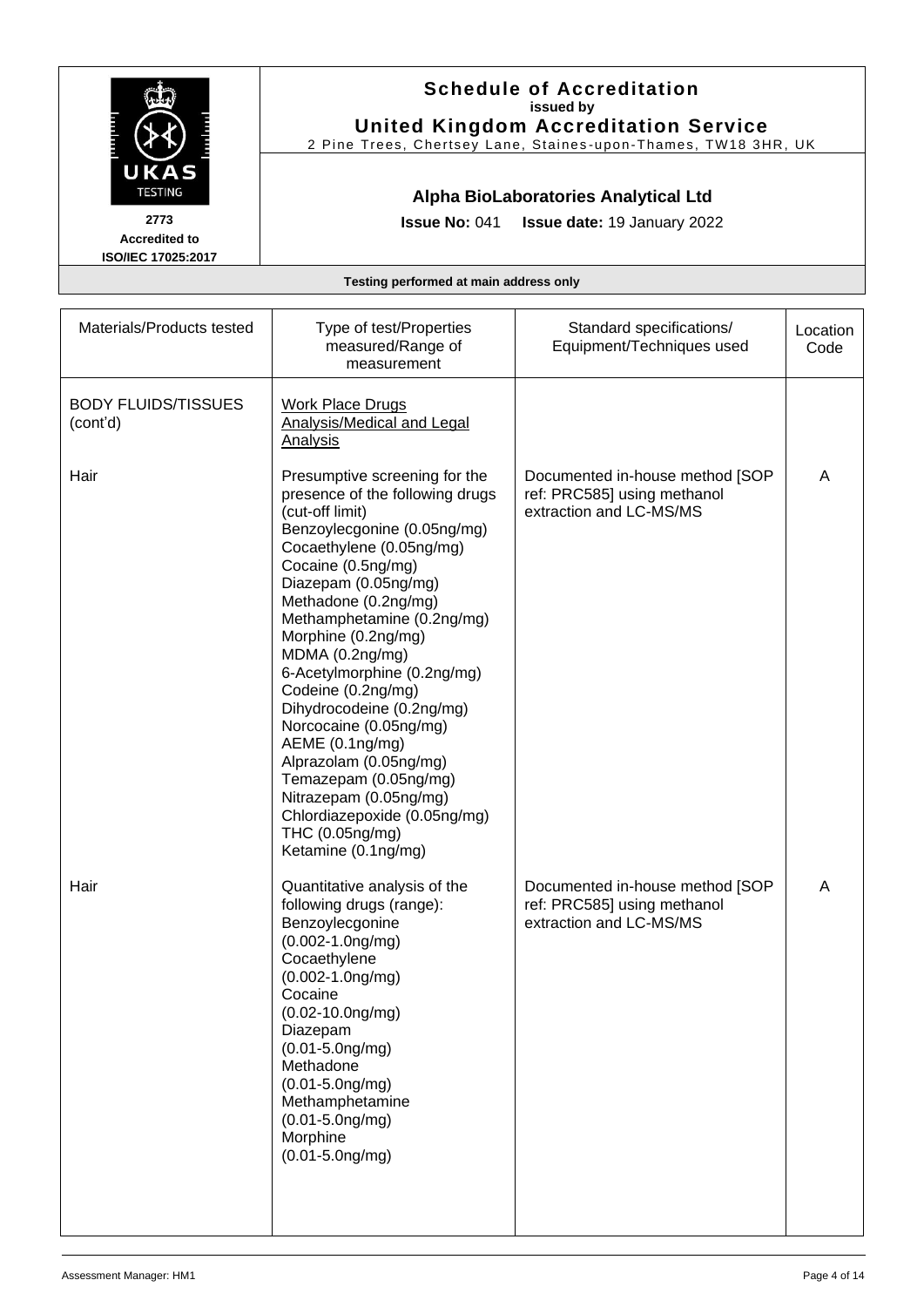# Schedule of Accreditation
**issued by**
**United Kingdom Accreditation Service**
2 Pine Trees, Chertsey Lane, Staines-upon-Thames, TW18 3HR, UK

**2773**
**Accredited to**
**ISO/IEC 17025:2017**

## Alpha BioLaboratories Analytical Ltd

**Issue No:** 041 **Issue date:** 19 January 2022

**Testing performed at main address only**

| Materials/Products tested | Type of test/Properties measured/Range of measurement | Standard specifications/ Equipment/Techniques used | Location Code |
|---|---|---|---|
| BODY FLUIDS/TISSUES (cont'd) | Work Place Drugs Analysis/Medical and Legal Analysis | | |
| Hair | Presumptive screening for the presence of the following drugs (cut-off limit)<br>Benzoylecgonine (0.05ng/mg)<br>Cocaethylene (0.05ng/mg)<br>Cocaine (0.5ng/mg)<br>Diazepam (0.05ng/mg)<br>Methadone (0.2ng/mg)<br>Methamphetamine (0.2ng/mg)<br>Morphine (0.2ng/mg)<br>MDMA (0.2ng/mg)<br>6-Acetylmorphine (0.2ng/mg)<br>Codeine (0.2ng/mg)<br>Dihydrocodeine (0.2ng/mg)<br>Norcocaine (0.05ng/mg)<br>AEME (0.1ng/mg)<br>Alprazolam (0.05ng/mg)<br>Temazepam (0.05ng/mg)<br>Nitrazepam (0.05ng/mg)<br>Chlordiazepoxide (0.05ng/mg)<br>THC (0.05ng/mg)<br>Ketamine (0.1ng/mg) | Documented in-house method [SOP ref: PRC585] using methanol extraction and LC-MS/MS | A |
| Hair | Quantitative analysis of the following drugs (range):<br>Benzoylecgonine (0.002-1.0ng/mg)<br>Cocaethylene (0.002-1.0ng/mg)<br>Cocaine (0.02-10.0ng/mg)<br>Diazepam (0.01-5.0ng/mg)<br>Methadone (0.01-5.0ng/mg)<br>Methamphetamine (0.01-5.0ng/mg)<br>Morphine (0.01-5.0ng/mg) | Documented in-house method [SOP ref: PRC585] using methanol extraction and LC-MS/MS | A |

Assessment Manager: HM1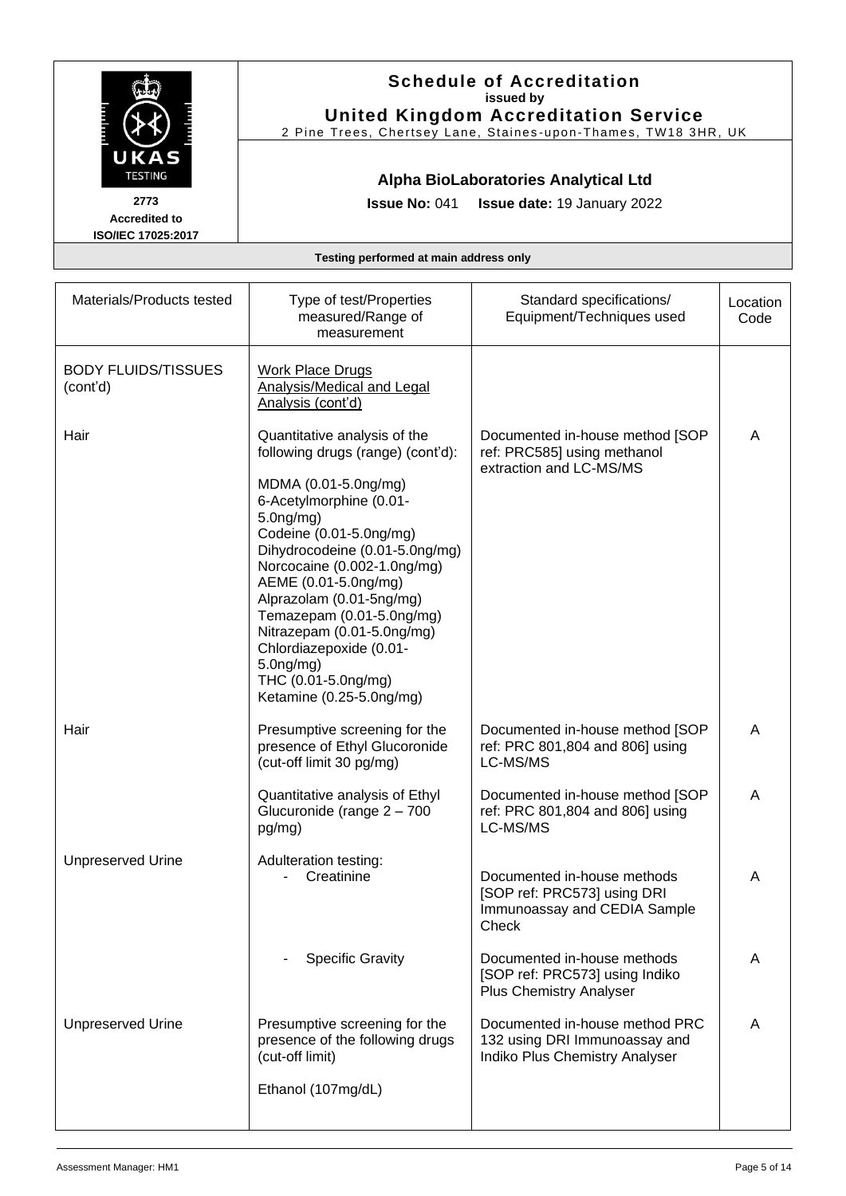**Schedule of Accreditation**
**issued by**
**United Kingdom Accreditation Service**
2 Pine Trees, Chertsey Lane, Staines-upon-Thames, TW18 3HR, UK

**2773**
**Accredited to**
**ISO/IEC 17025:2017**

**Alpha BioLaboratories Analytical Ltd**

**Issue No:** 041 **Issue date:** 19 January 2022

**Testing performed at main address only**

| Materials/Products tested | Type of test/Properties measured/Range of measurement | Standard specifications/ Equipment/Techniques used | Location Code |
|---|---|---|---|
| BODY FLUIDS/TISSUES (cont'd) | Work Place Drugs Analysis/Medical and Legal Analysis (cont'd) | | |
| Hair | Quantitative analysis of the following drugs (range) (cont'd):<br><br>MDMA (0.01-5.0ng/mg)<br>6-Acetylmorphine (0.01-5.0ng/mg)<br>Codeine (0.01-5.0ng/mg)<br>Dihydrocodeine (0.01-5.0ng/mg)<br>Norcocaine (0.002-1.0ng/mg)<br>AEME (0.01-5.0ng/mg)<br>Alprazolam (0.01-5ng/mg)<br>Temazepam (0.01-5.0ng/mg)<br>Nitrazepam (0.01-5.0ng/mg)<br>Chlordiazepoxide (0.01-5.0ng/mg)<br>THC (0.01-5.0ng/mg)<br>Ketamine (0.25-5.0ng/mg) | Documented in-house method [SOP ref: PRC585] using methanol extraction and LC-MS/MS | A |
| Hair | Presumptive screening for the presence of Ethyl Glucoronide (cut-off limit 30 pg/mg) | Documented in-house method [SOP ref: PRC 801,804 and 806] using LC-MS/MS | A |
| | Quantitative analysis of Ethyl Glucuronide (range 2 – 700 pg/mg) | Documented in-house method [SOP ref: PRC 801,804 and 806] using LC-MS/MS | A |
| Unpreserved Urine | Adulteration testing:<br>- Creatinine | Documented in-house methods [SOP ref: PRC573] using DRI Immunoassay and CEDIA Sample Check | A |
| | - Specific Gravity | Documented in-house methods [SOP ref: PRC573] using Indiko Plus Chemistry Analyser | A |
| Unpreserved Urine | Presumptive screening for the presence of the following drugs (cut-off limit)<br><br>Ethanol (107mg/dL) | Documented in-house method PRC 132 using DRI Immunoassay and Indiko Plus Chemistry Analyser | A |

Assessment Manager: HM1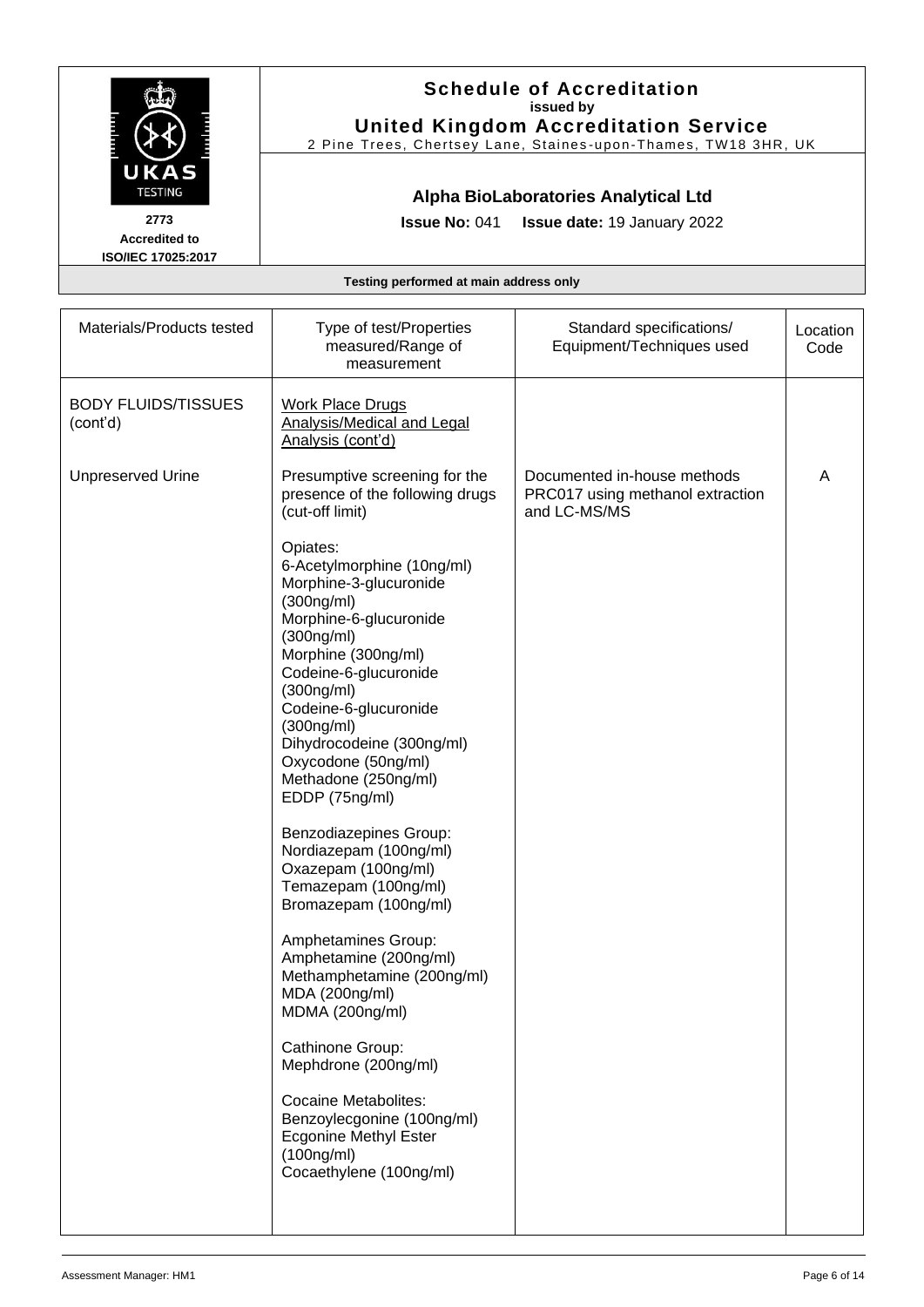**Schedule of Accreditation**
**issued by**
**United Kingdom Accreditation Service**
2 Pine Trees, Chertsey Lane, Staines-upon-Thames, TW18 3HR, UK

UKAS TESTING
2773
Accredited to
ISO/IEC 17025:2017

**Alpha BioLaboratories Analytical Ltd**

**Issue No:** 041 **Issue date:** 19 January 2022

**Testing performed at main address only**

| Materials/Products tested | Type of test/Properties measured/Range of measurement | Standard specifications/ Equipment/Techniques used | Location Code |
|---|---|---|---|
| BODY FLUIDS/TISSUES (cont'd) | <u>Work Place Drugs Analysis/Medical and Legal Analysis (cont'd)</u> | | |
| Unpreserved Urine | Presumptive screening for the presence of the following drugs (cut-off limit)<br><br>Opiates:<br>6-Acetylmorphine (10ng/ml)<br>Morphine-3-glucuronide (300ng/ml)<br>Morphine-6-glucuronide (300ng/ml)<br>Morphine (300ng/ml)<br>Codeine-6-glucuronide (300ng/ml)<br>Codeine-6-glucuronide (300ng/ml)<br>Dihydrocodeine (300ng/ml)<br>Oxycodone (50ng/ml)<br>Methadone (250ng/ml)<br>EDDP (75ng/ml)<br><br>Benzodiazepines Group:<br>Nordiazepam (100ng/ml)<br>Oxazepam (100ng/ml)<br>Temazepam (100ng/ml)<br>Bromazepam (100ng/ml)<br><br>Amphetamines Group:<br>Amphetamine (200ng/ml)<br>Methamphetamine (200ng/ml)<br>MDA (200ng/ml)<br>MDMA (200ng/ml)<br><br>Cathinone Group:<br>Mephdrone (200ng/ml)<br><br>Cocaine Metabolites:<br>Benzoylecgonine (100ng/ml)<br>Ecgonine Methyl Ester (100ng/ml)<br>Cocaethylene (100ng/ml) | Documented in-house methods PRC017 using methanol extraction and LC-MS/MS | A |

Assessment Manager: HM1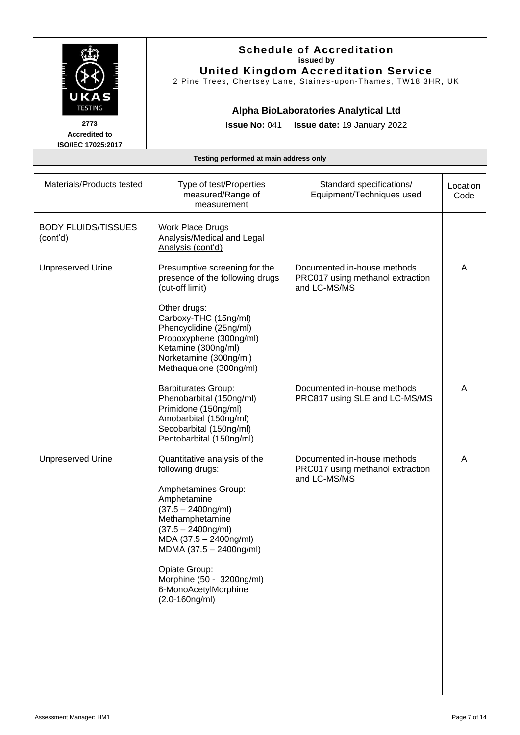# Schedule of Accreditation

**issued by**

**United Kingdom Accreditation Service**

2 Pine Trees, Chertsey Lane, Staines-upon-Thames, TW18 3HR, UK

UKAS TESTING

2773

Accredited to ISO/IEC 17025:2017

**Alpha BioLaboratories Analytical Ltd**

**Issue No:** 041 **Issue date:** 19 January 2022

**Testing performed at main address only**

| Materials/Products tested | Type of test/Properties measured/Range of measurement | Standard specifications/ Equipment/Techniques used | Location Code |
|---|---|---|---|
| BODY FLUIDS/TISSUES (cont'd) | Work Place Drugs Analysis/Medical and Legal Analysis (cont'd) | | |
| Unpreserved Urine | Presumptive screening for the presence of the following drugs (cut-off limit)<br><br>Other drugs:<br>Carboxy-THC (15ng/ml)<br>Phencyclidine (25ng/ml)<br>Propoxyphene (300ng/ml)<br>Ketamine (300ng/ml)<br>Norketamine (300ng/ml)<br>Methaqualone (300ng/ml) | Documented in-house methods PRC017 using methanol extraction and LC-MS/MS | A |
| | Barbiturates Group:<br>Phenobarbital (150ng/ml)<br>Primidone (150ng/ml)<br>Amobarbital (150ng/ml)<br>Secobarbital (150ng/ml)<br>Pentobarbital (150ng/ml) | Documented in-house methods PRC817 using SLE and LC-MS/MS | A |
| Unpreserved Urine | Quantitative analysis of the following drugs:<br><br>Amphetamines Group:<br>Amphetamine (37.5 – 2400ng/ml)<br>Methamphetamine (37.5 – 2400ng/ml)<br>MDA (37.5 – 2400ng/ml)<br>MDMA (37.5 – 2400ng/ml)<br><br>Opiate Group:<br>Morphine (50 - 3200ng/ml)<br>6-MonoAcetylMorphine (2.0-160ng/ml) | Documented in-house methods PRC017 using methanol extraction and LC-MS/MS | A |

Assessment Manager: HM1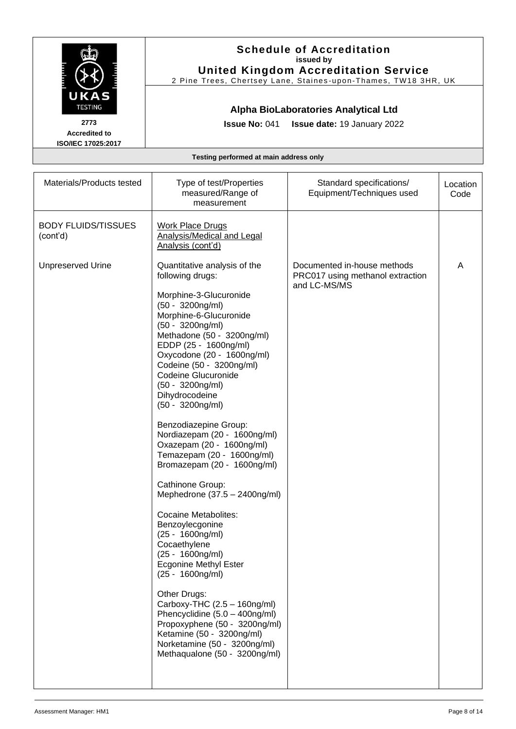**Schedule of Accreditation**
issued by
**United Kingdom Accreditation Service**
2 Pine Trees, Chertsey Lane, Staines-upon-Thames, TW18 3HR, UK

UKAS TESTING
2773
Accredited to
ISO/IEC 17025:2017

**Alpha BioLaboratories Analytical Ltd**

**Issue No:** 041 **Issue date:** 19 January 2022

**Testing performed at main address only**

| Materials/Products tested | Type of test/Properties measured/Range of measurement | Standard specifications/ Equipment/Techniques used | Location Code |
|---|---|---|---|
| BODY FLUIDS/TISSUES (cont'd) | Work Place Drugs Analysis/Medical and Legal Analysis (cont'd) | | |
| Unpreserved Urine | Quantitative analysis of the following drugs:<br><br>Morphine-3-Glucuronide (50 - 3200ng/ml)<br>Morphine-6-Glucuronide (50 - 3200ng/ml)<br>Methadone (50 - 3200ng/ml)<br>EDDP (25 - 1600ng/ml)<br>Oxycodone (20 - 1600ng/ml)<br>Codeine (50 - 3200ng/ml)<br>Codeine Glucuronide (50 - 3200ng/ml)<br>Dihydrocodeine (50 - 3200ng/ml)<br><br>Benzodiazepine Group:<br>Nordiazepam (20 - 1600ng/ml)<br>Oxazepam (20 - 1600ng/ml)<br>Temazepam (20 - 1600ng/ml)<br>Bromazepam (20 - 1600ng/ml)<br><br>Cathinone Group:<br>Mephedrone (37.5 – 2400ng/ml)<br><br>Cocaine Metabolites:<br>Benzoylecgonine (25 - 1600ng/ml)<br>Cocaethylene (25 - 1600ng/ml)<br>Ecgonine Methyl Ester (25 - 1600ng/ml)<br><br>Other Drugs:<br>Carboxy-THC (2.5 – 160ng/ml)<br>Phencyclidine (5.0 – 400ng/ml)<br>Propoxyphene (50 - 3200ng/ml)<br>Ketamine (50 - 3200ng/ml)<br>Norketamine (50 - 3200ng/ml)<br>Methaqualone (50 - 3200ng/ml) | Documented in-house methods PRC017 using methanol extraction and LC-MS/MS | A |

Assessment Manager: HM1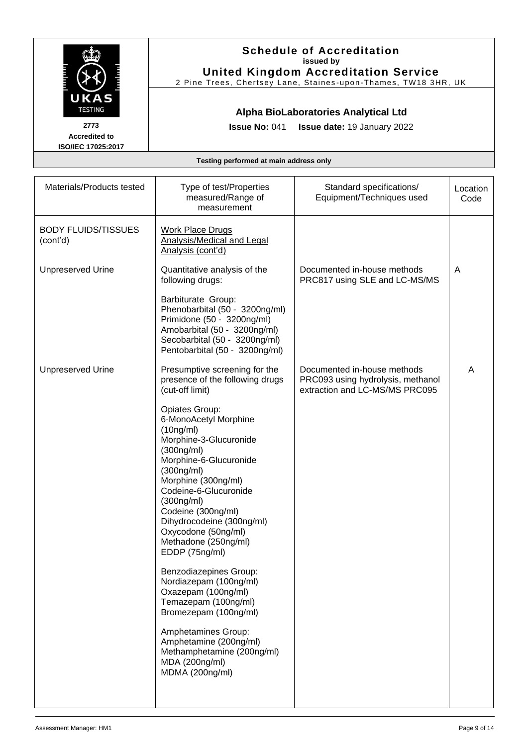# Schedule of Accreditation

issued by

**United Kingdom Accreditation Service**

2 Pine Trees, Chertsey Lane, Staines-upon-Thames, TW18 3HR, UK

2773
Accredited to
ISO/IEC 17025:2017

**Alpha BioLaboratories Analytical Ltd**

**Issue No:** 041 **Issue date:** 19 January 2022

**Testing performed at main address only**

| Materials/Products tested | Type of test/Properties measured/Range of measurement | Standard specifications/ Equipment/Techniques used | Location Code |
|---|---|---|---|
| BODY FLUIDS/TISSUES (cont'd) | Work Place Drugs Analysis/Medical and Legal Analysis (cont'd) | | |
| Unpreserved Urine | Quantitative analysis of the following drugs:<br><br>Barbiturate Group:<br>Phenobarbital (50 - 3200ng/ml)<br>Primidone (50 - 3200ng/ml)<br>Amobarbital (50 - 3200ng/ml)<br>Secobarbital (50 - 3200ng/ml)<br>Pentobarbital (50 - 3200ng/ml) | Documented in-house methods PRC817 using SLE and LC-MS/MS | A |
| Unpreserved Urine | Presumptive screening for the presence of the following drugs (cut-off limit)<br><br>Opiates Group:<br>6-MonoAcetyl Morphine (10ng/ml)<br>Morphine-3-Glucuronide (300ng/ml)<br>Morphine-6-Glucuronide (300ng/ml)<br>Morphine (300ng/ml)<br>Codeine-6-Glucuronide (300ng/ml)<br>Codeine (300ng/ml)<br>Dihydrocodeine (300ng/ml)<br>Oxycodone (50ng/ml)<br>Methadone (250ng/ml)<br>EDDP (75ng/ml)<br><br>Benzodiazepines Group:<br>Nordiazepam (100ng/ml)<br>Oxazepam (100ng/ml)<br>Temazepam (100ng/ml)<br>Bromezepam (100ng/ml)<br><br>Amphetamines Group:<br>Amphetamine (200ng/ml)<br>Methamphetamine (200ng/ml)<br>MDA (200ng/ml)<br>MDMA (200ng/ml) | Documented in-house methods PRC093 using hydrolysis, methanol extraction and LC-MS/MS PRC095 | A |

Assessment Manager: HM1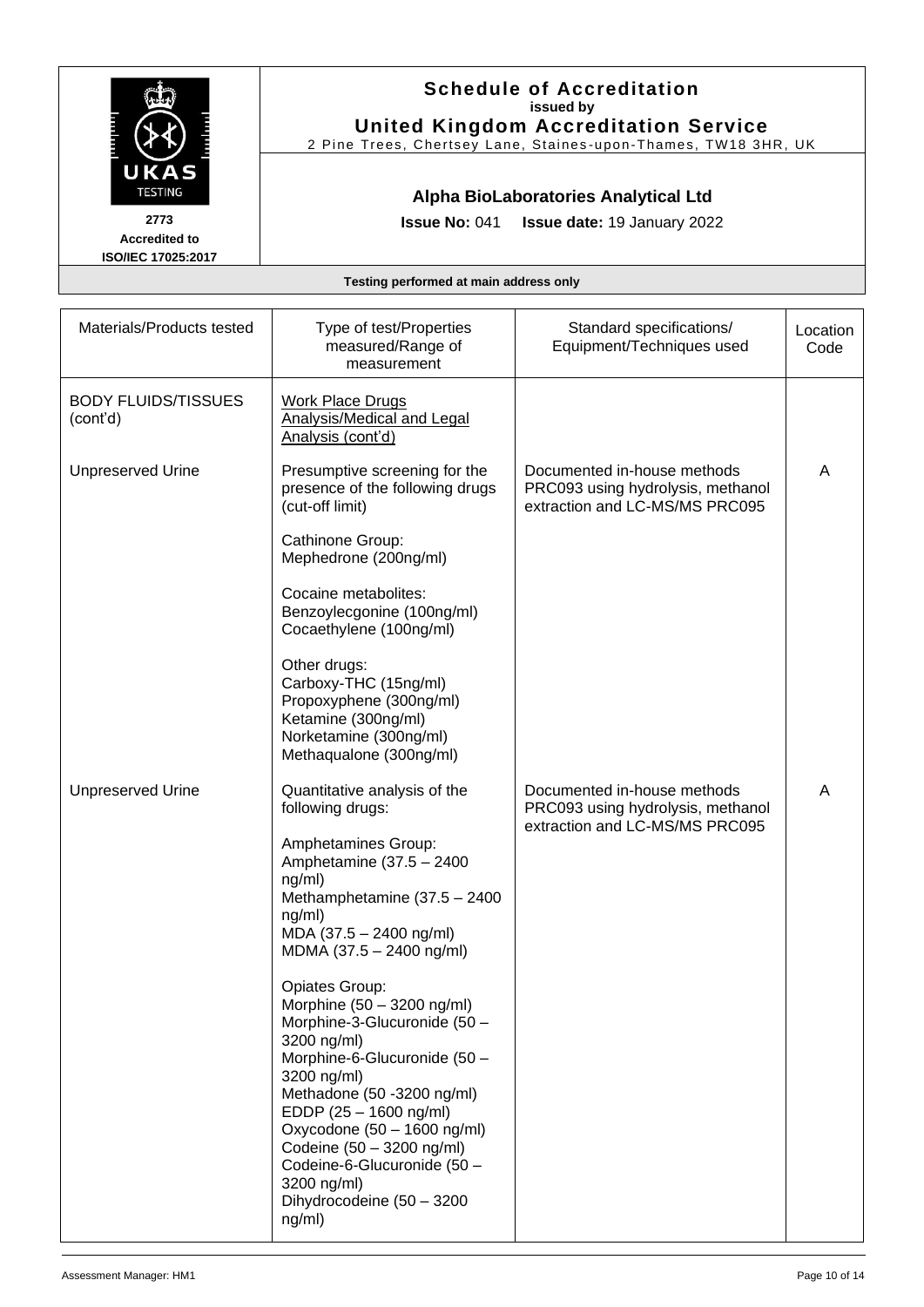# Schedule of Accreditation
**issued by**
**United Kingdom Accreditation Service**
2 Pine Trees, Chertsey Lane, Staines-upon-Thames, TW18 3HR, UK

UKAS TESTING
2773
Accredited to
ISO/IEC 17025:2017

## Alpha BioLaboratories Analytical Ltd

**Issue No:** 041 **Issue date:** 19 January 2022

**Testing performed at main address only**

| Materials/Products tested | Type of test/Properties measured/Range of measurement | Standard specifications/ Equipment/Techniques used | Location Code |
|---|---|---|---|
| BODY FLUIDS/TISSUES (cont'd) | Work Place Drugs Analysis/Medical and Legal Analysis (cont'd) | | |
| Unpreserved Urine | Presumptive screening for the presence of the following drugs (cut-off limit)<br><br>Cathinone Group:<br>Mephedrone (200ng/ml)<br><br>Cocaine metabolites:<br>Benzoylecgonine (100ng/ml)<br>Cocaethylene (100ng/ml)<br><br>Other drugs:<br>Carboxy-THC (15ng/ml)<br>Propoxyphene (300ng/ml)<br>Ketamine (300ng/ml)<br>Norketamine (300ng/ml)<br>Methaqualone (300ng/ml) | Documented in-house methods PRC093 using hydrolysis, methanol extraction and LC-MS/MS PRC095 | A |
| Unpreserved Urine | Quantitative analysis of the following drugs:<br><br>Amphetamines Group:<br>Amphetamine (37.5 – 2400 ng/ml)<br>Methamphetamine (37.5 – 2400 ng/ml)<br>MDA (37.5 – 2400 ng/ml)<br>MDMA (37.5 – 2400 ng/ml)<br><br>Opiates Group:<br>Morphine (50 – 3200 ng/ml)<br>Morphine-3-Glucuronide (50 – 3200 ng/ml)<br>Morphine-6-Glucuronide (50 – 3200 ng/ml)<br>Methadone (50 -3200 ng/ml)<br>EDDP (25 – 1600 ng/ml)<br>Oxycodone (50 – 1600 ng/ml)<br>Codeine (50 – 3200 ng/ml)<br>Codeine-6-Glucuronide (50 – 3200 ng/ml)<br>Dihydrocodeine (50 – 3200 ng/ml) | Documented in-house methods PRC093 using hydrolysis, methanol extraction and LC-MS/MS PRC095 | A |

Assessment Manager: HM1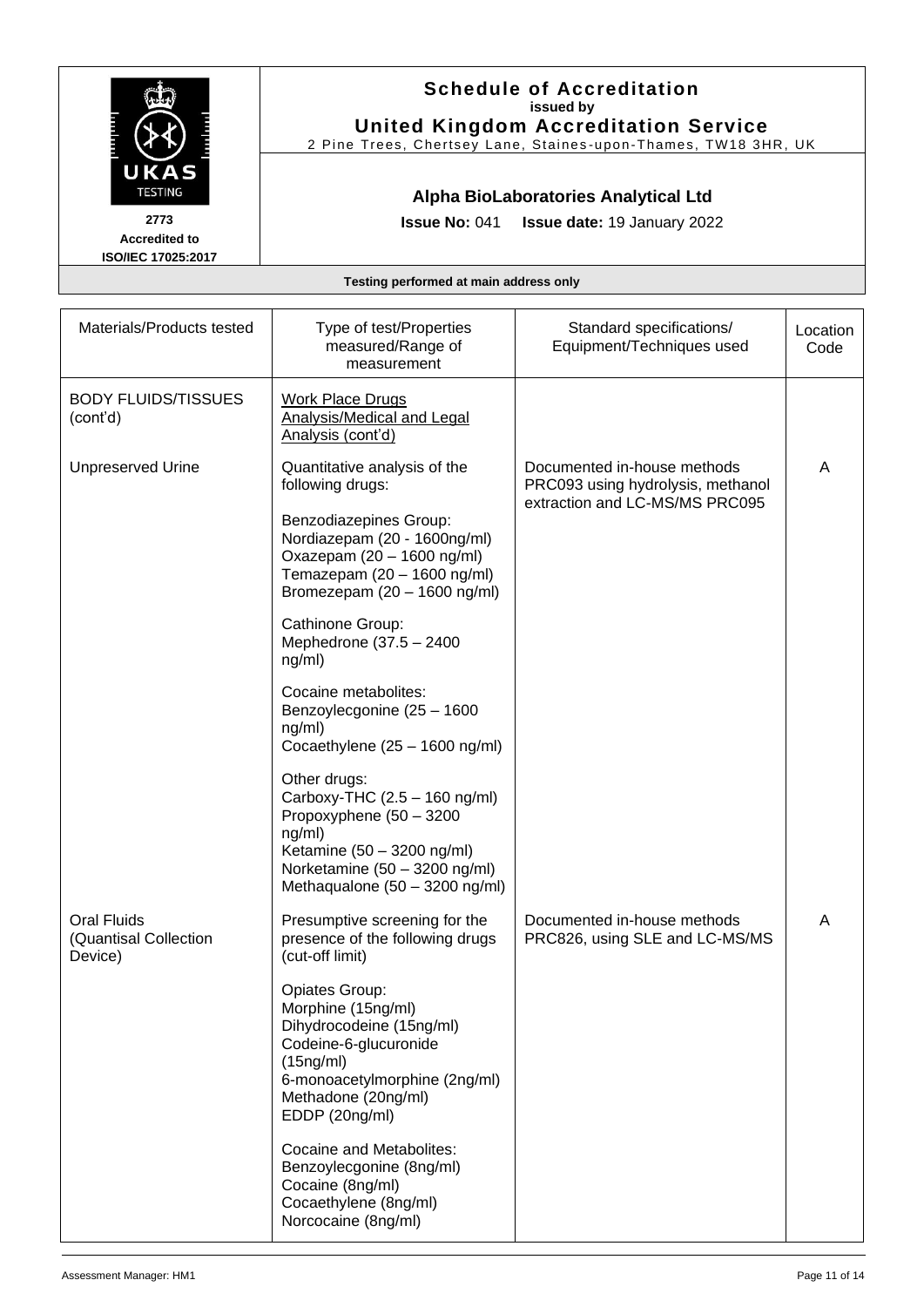**Schedule of Accreditation**
**issued by**
**United Kingdom Accreditation Service**
2 Pine Trees, Chertsey Lane, Staines-upon-Thames, TW18 3HR, UK

UKAS TESTING
**2773**
**Accredited to**
**ISO/IEC 17025:2017**

**Alpha BioLaboratories Analytical Ltd**

**Issue No:** 041 **Issue date:** 19 January 2022

**Testing performed at main address only**

| Materials/Products tested | Type of test/Properties measured/Range of measurement | Standard specifications/ Equipment/Techniques used | Location Code |
|---|---|---|---|
| BODY FLUIDS/TISSUES (cont'd) | Work Place Drugs Analysis/Medical and Legal Analysis (cont'd) | | |
| Unpreserved Urine | Quantitative analysis of the following drugs:<br><br>Benzodiazepines Group:<br>Nordiazepam (20 - 1600ng/ml)<br>Oxazepam (20 – 1600 ng/ml)<br>Temazepam (20 – 1600 ng/ml)<br>Bromezepam (20 – 1600 ng/ml)<br><br>Cathinone Group:<br>Mephedrone (37.5 – 2400 ng/ml)<br><br>Cocaine metabolites:<br>Benzoylecgonine (25 – 1600 ng/ml)<br>Cocaethylene (25 – 1600 ng/ml)<br><br>Other drugs:<br>Carboxy-THC (2.5 – 160 ng/ml)<br>Propoxyphene (50 – 3200 ng/ml)<br>Ketamine (50 – 3200 ng/ml)<br>Norketamine (50 – 3200 ng/ml)<br>Methaqualone (50 – 3200 ng/ml) | Documented in-house methods PRC093 using hydrolysis, methanol extraction and LC-MS/MS PRC095 | A |
| Oral Fluids (Quantisal Collection Device) | Presumptive screening for the presence of the following drugs (cut-off limit)<br><br>Opiates Group:<br>Morphine (15ng/ml)<br>Dihydrocodeine (15ng/ml)<br>Codeine-6-glucuronide (15ng/ml)<br>6-monoacetylmorphine (2ng/ml)<br>Methadone (20ng/ml)<br>EDDP (20ng/ml)<br><br>Cocaine and Metabolites:<br>Benzoylecgonine (8ng/ml)<br>Cocaine (8ng/ml)<br>Cocaethylene (8ng/ml)<br>Norcocaine (8ng/ml) | Documented in-house methods PRC826, using SLE and LC-MS/MS | A |

Assessment Manager: HM1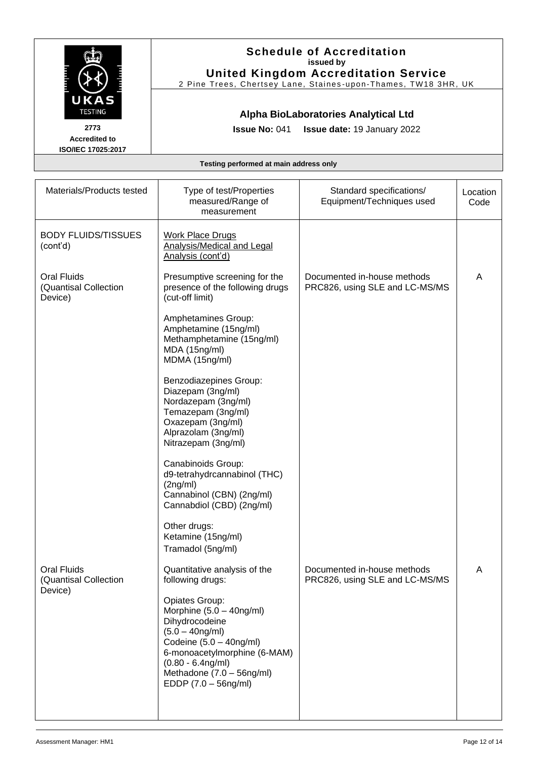# Schedule of Accreditation

**issued by**

**United Kingdom Accreditation Service**

2 Pine Trees, Chertsey Lane, Staines-upon-Thames, TW18 3HR, UK

UKAS TESTING

2773

Accredited to ISO/IEC 17025:2017

## Alpha BioLaboratories Analytical Ltd

**Issue No:** 041 **Issue date:** 19 January 2022

**Testing performed at main address only**

| Materials/Products tested | Type of test/Properties measured/Range of measurement | Standard specifications/ Equipment/Techniques used | Location Code |
|---|---|---|---|
| BODY FLUIDS/TISSUES (cont'd) | Work Place Drugs Analysis/Medical and Legal Analysis (cont'd) | | |
| Oral Fluids (Quantisal Collection Device) | Presumptive screening for the presence of the following drugs (cut-off limit)<br><br>Amphetamines Group:<br>Amphetamine (15ng/ml)<br>Methamphetamine (15ng/ml)<br>MDA (15ng/ml)<br>MDMA (15ng/ml)<br><br>Benzodiazepines Group:<br>Diazepam (3ng/ml)<br>Nordazepam (3ng/ml)<br>Temazepam (3ng/ml)<br>Oxazepam (3ng/ml)<br>Alprazolam (3ng/ml)<br>Nitrazepam (3ng/ml)<br><br>Canabinoids Group:<br>d9-tetrahydrcannabinol (THC) (2ng/ml)<br>Cannabinol (CBN) (2ng/ml)<br>Cannabdiol (CBD) (2ng/ml)<br><br>Other drugs:<br>Ketamine (15ng/ml)<br>Tramadol (5ng/ml) | Documented in-house methods PRC826, using SLE and LC-MS/MS | A |
| Oral Fluids (Quantisal Collection Device) | Quantitative analysis of the following drugs:<br><br>Opiates Group:<br>Morphine (5.0 – 40ng/ml)<br>Dihydrocodeine (5.0 – 40ng/ml)<br>Codeine (5.0 – 40ng/ml)<br>6-monoacetylmorphine (6-MAM) (0.80 - 6.4ng/ml)<br>Methadone (7.0 – 56ng/ml)<br>EDDP (7.0 – 56ng/ml) | Documented in-house methods PRC826, using SLE and LC-MS/MS | A |

Assessment Manager: HM1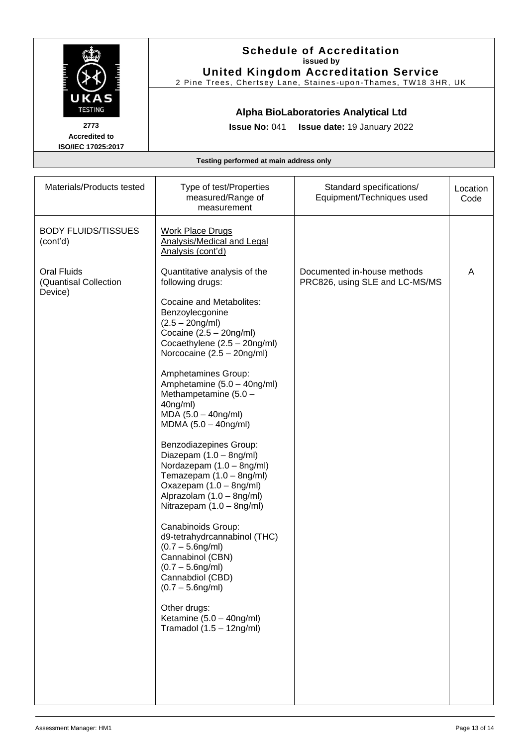**Schedule of Accreditation**
**issued by**
**United Kingdom Accreditation Service**
2 Pine Trees, Chertsey Lane, Staines-upon-Thames, TW18 3HR, UK

UKAS TESTING
**2773**
**Accredited to**
**ISO/IEC 17025:2017**

**Alpha BioLaboratories Analytical Ltd**

**Issue No:** 041 **Issue date:** 19 January 2022

**Testing performed at main address only**

| Materials/Products tested | Type of test/Properties measured/Range of measurement | Standard specifications/ Equipment/Techniques used | Location Code |
|---|---|---|---|
| BODY FLUIDS/TISSUES (cont'd) | Work Place Drugs Analysis/Medical and Legal Analysis (cont'd) | | |
| Oral Fluids (Quantisal Collection Device) | Quantitative analysis of the following drugs:<br><br>Cocaine and Metabolites:<br>Benzoylecgonine (2.5 – 20ng/ml)<br>Cocaine (2.5 – 20ng/ml)<br>Cocaethylene (2.5 – 20ng/ml)<br>Norcocaine (2.5 – 20ng/ml)<br><br>Amphetamines Group:<br>Amphetamine (5.0 – 40ng/ml)<br>Methampetamine (5.0 – 40ng/ml)<br>MDA (5.0 – 40ng/ml)<br>MDMA (5.0 – 40ng/ml)<br><br>Benzodiazepines Group:<br>Diazepam (1.0 – 8ng/ml)<br>Nordazepam (1.0 – 8ng/ml)<br>Temazepam (1.0 – 8ng/ml)<br>Oxazepam (1.0 – 8ng/ml)<br>Alprazolam (1.0 – 8ng/ml)<br>Nitrazepam (1.0 – 8ng/ml)<br><br>Canabinoids Group:<br>d9-tetrahydrcannabinol (THC) (0.7 – 5.6ng/ml)<br>Cannabinol (CBN) (0.7 – 5.6ng/ml)<br>Cannabdiol (CBD) (0.7 – 5.6ng/ml)<br><br>Other drugs:<br>Ketamine (5.0 – 40ng/ml)<br>Tramadol (1.5 – 12ng/ml) | Documented in-house methods PRC826, using SLE and LC-MS/MS | A |

Assessment Manager: HM1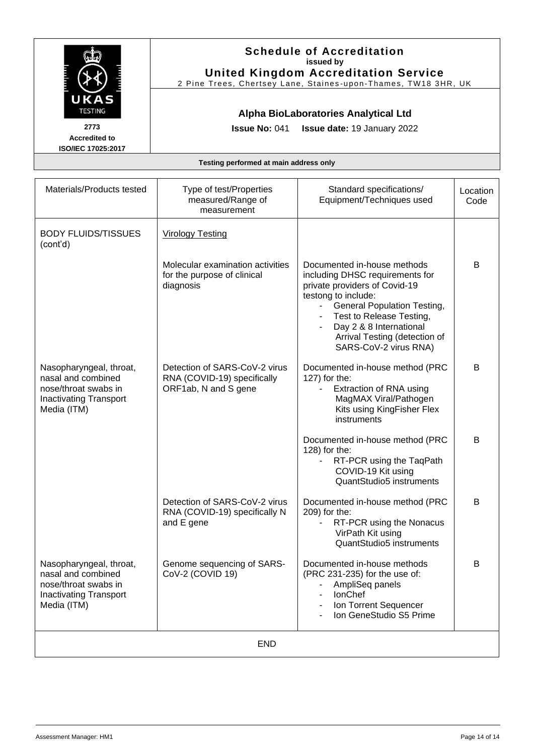# Schedule of Accreditation
**issued by**
**United Kingdom Accreditation Service**
2 Pine Trees, Chertsey Lane, Staines-upon-Thames, TW18 3HR, UK

UKAS TESTING

**2773**
**Accredited to**
**ISO/IEC 17025:2017**

## Alpha BioLaboratories Analytical Ltd

**Issue No:** 041 **Issue date:** 19 January 2022

**Testing performed at main address only**

| Materials/Products tested | Type of test/Properties measured/Range of measurement | Standard specifications/ Equipment/Techniques used | Location Code |
|---|---|---|---|
| BODY FLUIDS/TISSUES (cont'd) | Virology Testing | | |
| | Molecular examination activities for the purpose of clinical diagnosis | Documented in-house methods including DHSC requirements for private providers of Covid-19 testong to include: - General Population Testing, - Test to Release Testing, - Day 2 & 8 International Arrival Testing (detection of SARS-CoV-2 virus RNA) | B |
| Nasopharyngeal, throat, nasal and combined nose/throat swabs in Inactivating Transport Media (ITM) | Detection of SARS-CoV-2 virus RNA (COVID-19) specifically ORF1ab, N and S gene | Documented in-house method (PRC 127) for the: - Extraction of RNA using MagMAX Viral/Pathogen Kits using KingFisher Flex instruments | B |
| | | Documented in-house method (PRC 128) for the: - RT-PCR using the TaqPath COVID-19 Kit using QuantStudio5 instruments | B |
| | Detection of SARS-CoV-2 virus RNA (COVID-19) specifically N and E gene | Documented in-house method (PRC 209) for the: - RT-PCR using the Nonacus VirPath Kit using QuantStudio5 instruments | B |
| Nasopharyngeal, throat, nasal and combined nose/throat swabs in Inactivating Transport Media (ITM) | Genome sequencing of SARS-CoV-2 (COVID 19) | Documented in-house methods (PRC 231-235) for the use of: - AmpliSeq panels - IonChef - Ion Torrent Sequencer - Ion GeneStudio S5 Prime | B |

END

Assessment Manager: HM1